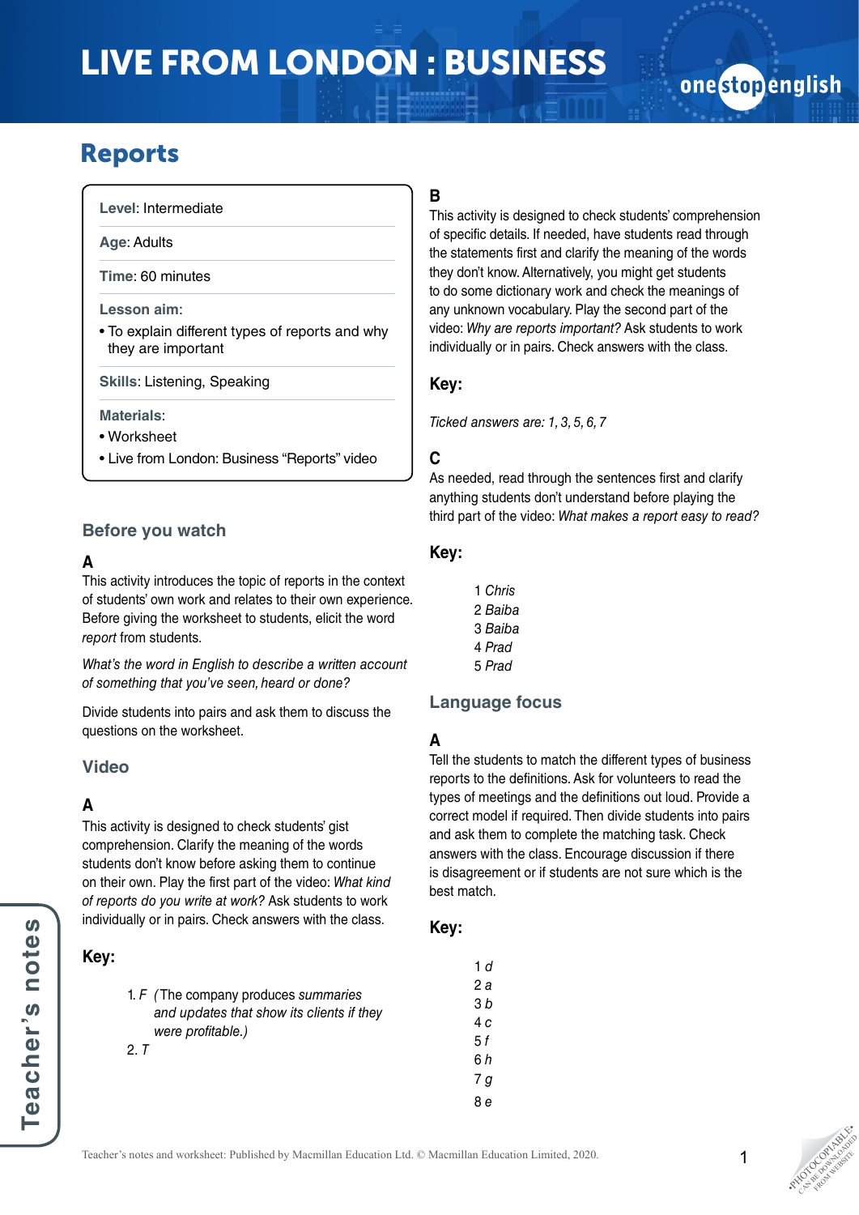# LIVE FROM LONDON : BUSINESS

## Reports

**Level**: Intermediate

**Age**: Adults

**Time**: 60 minutes

**Lesson aim**:
- To explain different types of reports and why they are important

**Skills**: Listening, Speaking

**Materials**:
- Worksheet
- Live from London: Business "Reports" video

### Before you watch

**A**

This activity introduces the topic of reports in the context of students' own work and relates to their own experience. Before giving the worksheet to students, elicit the word *report* from students.

*What's the word in English to describe a written account of something that you've seen, heard or done?*

Divide students into pairs and ask them to discuss the questions on the worksheet.

### Video

**A**

This activity is designed to check students' gist comprehension. Clarify the meaning of the words students don't know before asking them to continue on their own. Play the first part of the video: *What kind of reports do you write at work?* Ask students to work individually or in pairs. Check answers with the class.

**Key:**

1. *F (The company produces summaries and updates that show its clients if they were profitable.)*
2. *T*

**B**

This activity is designed to check students' comprehension of specific details. If needed, have students read through the statements first and clarify the meaning of the words they don't know. Alternatively, you might get students to do some dictionary work and check the meanings of any unknown vocabulary. Play the second part of the video: *Why are reports important?* Ask students to work individually or in pairs. Check answers with the class.

**Key:**

*Ticked answers are: 1, 3, 5, 6, 7*

**C**

As needed, read through the sentences first and clarify anything students don't understand before playing the third part of the video: *What makes a report easy to read?*

**Key:**

1 *Chris*
2 *Baiba*
3 *Baiba*
4 *Prad*
5 *Prad*

### Language focus

**A**

Tell the students to match the different types of business reports to the definitions. Ask for volunteers to read the types of meetings and the definitions out loud. Provide a correct model if required. Then divide students into pairs and ask them to complete the matching task. Check answers with the class. Encourage discussion if there is disagreement or if students are not sure which is the best match.

**Key:**

1 *d*
2 *a*
3 *b*
4 *c*
5 *f*
6 *h*
7 *g*
8 *e*

Teacher's notes and worksheet: Published by Macmillan Education Ltd. © Macmillan Education Limited, 2020.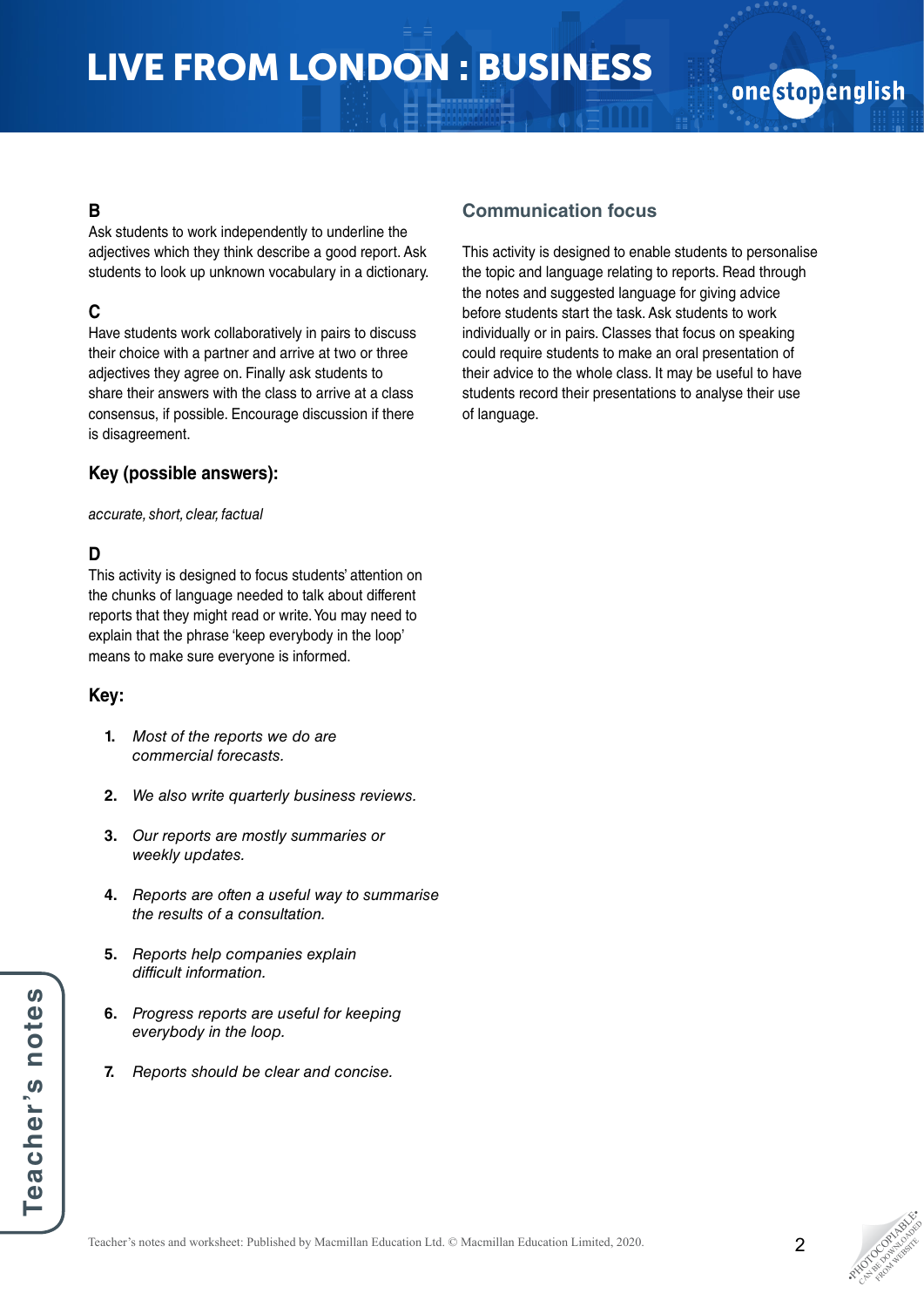### B

Ask students to work independently to underline the adjectives which they think describe a good report. Ask students to look up unknown vocabulary in a dictionary.

### C

Have students work collaboratively in pairs to discuss their choice with a partner and arrive at two or three adjectives they agree on. Finally ask students to share their answers with the class to arrive at a class consensus, if possible. Encourage discussion if there is disagreement.

### Key (possible answers):

*accurate, short, clear, factual*

### D

This activity is designed to focus students' attention on the chunks of language needed to talk about different reports that they might read or write. You may need to explain that the phrase 'keep everybody in the loop' means to make sure everyone is informed.

### Key:

1. *Most of the reports we do are commercial forecasts.*
2. *We also write quarterly business reviews.*
3. *Our reports are mostly summaries or weekly updates.*
4. *Reports are often a useful way to summarise the results of a consultation.*
5. *Reports help companies explain difficult information.*
6. *Progress reports are useful for keeping everybody in the loop.*
7. *Reports should be clear and concise.*

## Communication focus

This activity is designed to enable students to personalise the topic and language relating to reports. Read through the notes and suggested language for giving advice before students start the task. Ask students to work individually or in pairs. Classes that focus on speaking could require students to make an oral presentation of their advice to the whole class. It may be useful to have students record their presentations to analyse their use of language.